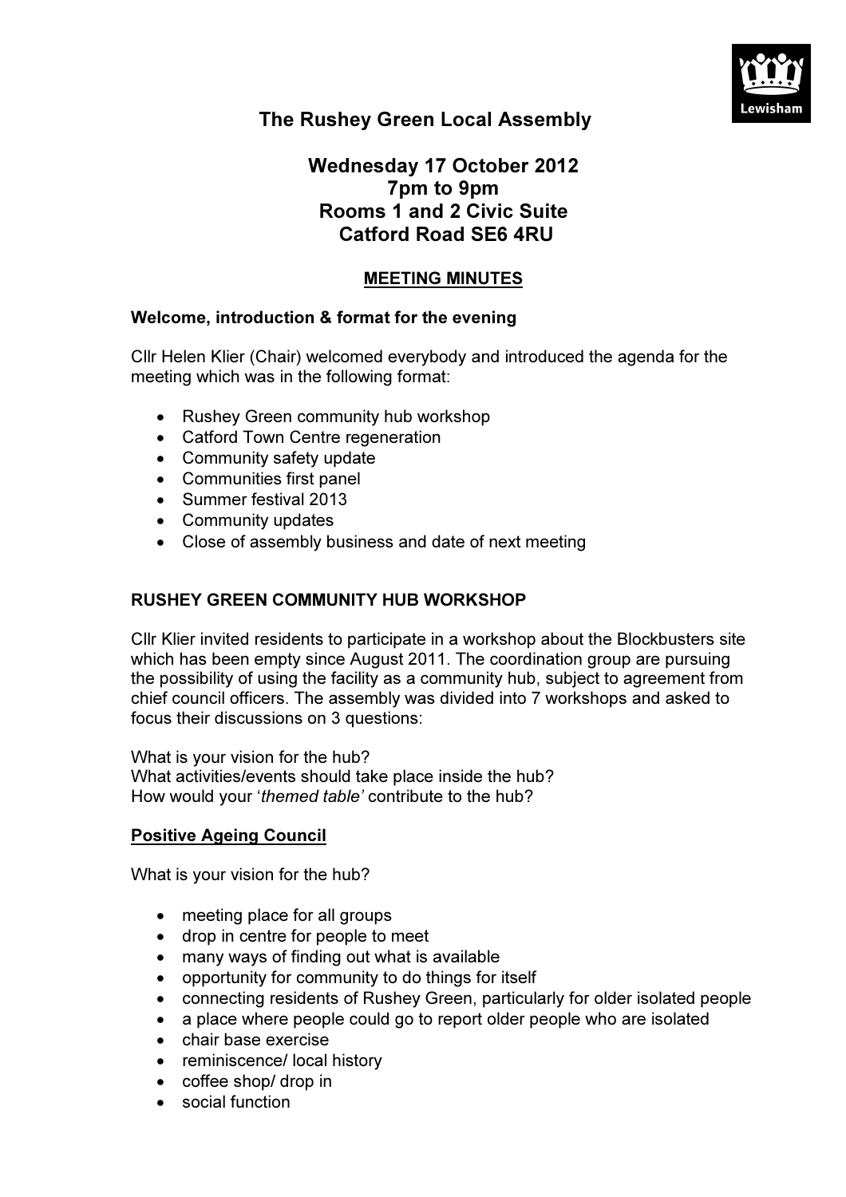# The Rushey Green Local Assembly

## Wednesday 17 October 2012
## 7pm to 9pm
## Rooms 1 and 2 Civic Suite
## Catford Road SE6 4RU

**MEETING MINUTES**

**Welcome, introduction & format for the evening**

Cllr Helen Klier (Chair) welcomed everybody and introduced the agenda for the meeting which was in the following format:

- Rushey Green community hub workshop
- Catford Town Centre regeneration
- Community safety update
- Communities first panel
- Summer festival 2013
- Community updates
- Close of assembly business and date of next meeting

**RUSHEY GREEN COMMUNITY HUB WORKSHOP**

Cllr Klier invited residents to participate in a workshop about the Blockbusters site which has been empty since August 2011. The coordination group are pursuing the possibility of using the facility as a community hub, subject to agreement from chief council officers. The assembly was divided into 7 workshops and asked to focus their discussions on 3 questions:

What is your vision for the hub?
What activities/events should take place inside the hub?
How would your '*themed table*' contribute to the hub?

**Positive Ageing Council**

What is your vision for the hub?

- meeting place for all groups
- drop in centre for people to meet
- many ways of finding out what is available
- opportunity for community to do things for itself
- connecting residents of Rushey Green, particularly for older isolated people
- a place where people could go to report older people who are isolated
- chair base exercise
- reminiscence/ local history
- coffee shop/ drop in
- social function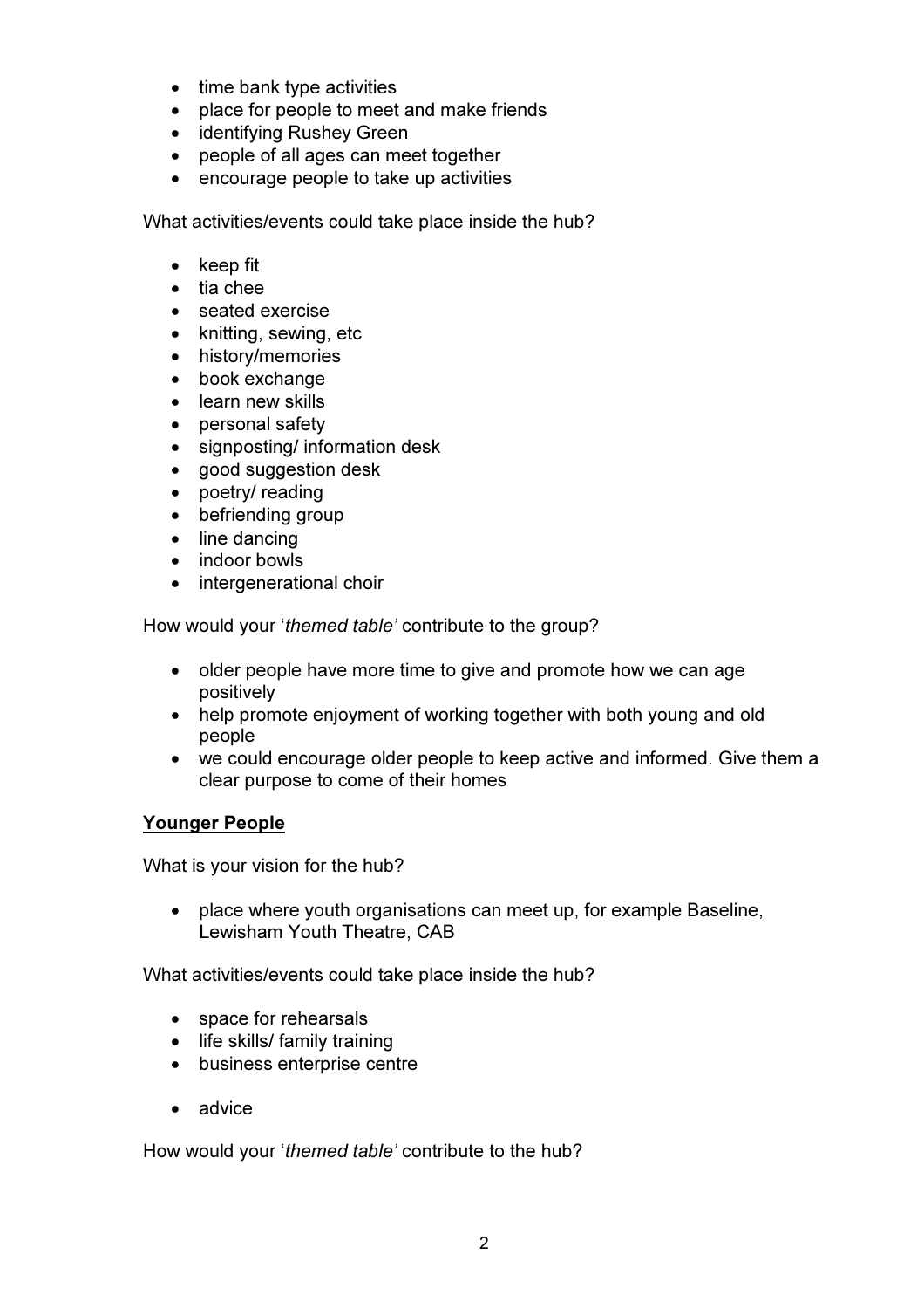- time bank type activities
- place for people to meet and make friends
- identifying Rushey Green
- people of all ages can meet together
- encourage people to take up activities

What activities/events could take place inside the hub?

- keep fit
- tia chee
- seated exercise
- knitting, sewing, etc
- history/memories
- book exchange
- learn new skills
- personal safety
- signposting/ information desk
- good suggestion desk
- poetry/ reading
- befriending group
- line dancing
- indoor bowls
- intergenerational choir

How would your '*themed table*' contribute to the group?

- older people have more time to give and promote how we can age positively
- help promote enjoyment of working together with both young and old people
- we could encourage older people to keep active and informed. Give them a clear purpose to come of their homes

**<u>Younger People</u>**

What is your vision for the hub?

- place where youth organisations can meet up, for example Baseline, Lewisham Youth Theatre, CAB

What activities/events could take place inside the hub?

- space for rehearsals
- life skills/ family training
- business enterprise centre
- advice

How would your '*themed table*' contribute to the hub?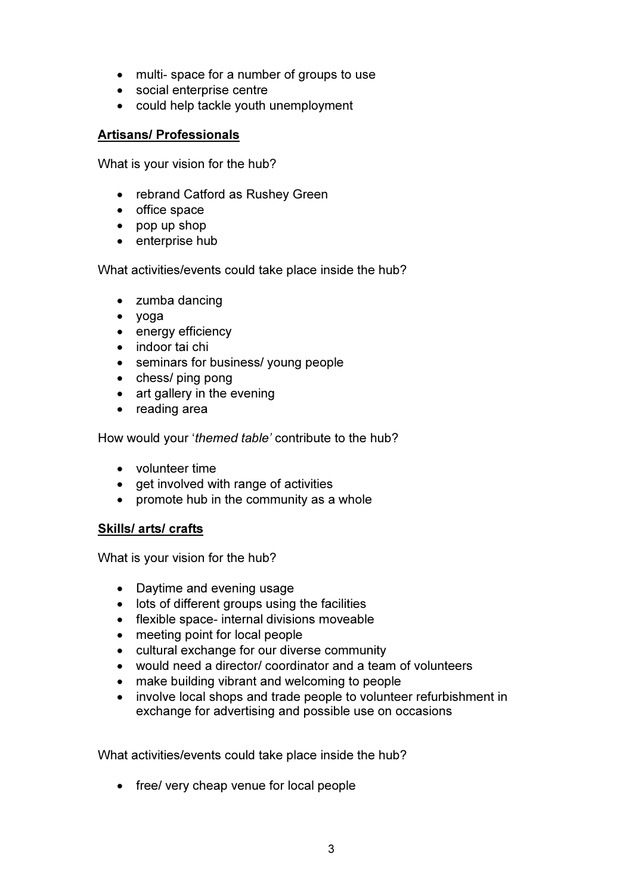- multi- space for a number of groups to use
- social enterprise centre
- could help tackle youth unemployment

**Artisans/ Professionals**

What is your vision for the hub?

- rebrand Catford as Rushey Green
- office space
- pop up shop
- enterprise hub

What activities/events could take place inside the hub?

- zumba dancing
- yoga
- energy efficiency
- indoor tai chi
- seminars for business/ young people
- chess/ ping pong
- art gallery in the evening
- reading area

How would your '*themed table*' contribute to the hub?

- volunteer time
- get involved with range of activities
- promote hub in the community as a whole

**Skills/ arts/ crafts**

What is your vision for the hub?

- Daytime and evening usage
- lots of different groups using the facilities
- flexible space- internal divisions moveable
- meeting point for local people
- cultural exchange for our diverse community
- would need a director/ coordinator and a team of volunteers
- make building vibrant and welcoming to people
- involve local shops and trade people to volunteer refurbishment in exchange for advertising and possible use on occasions

What activities/events could take place inside the hub?

- free/ very cheap venue for local people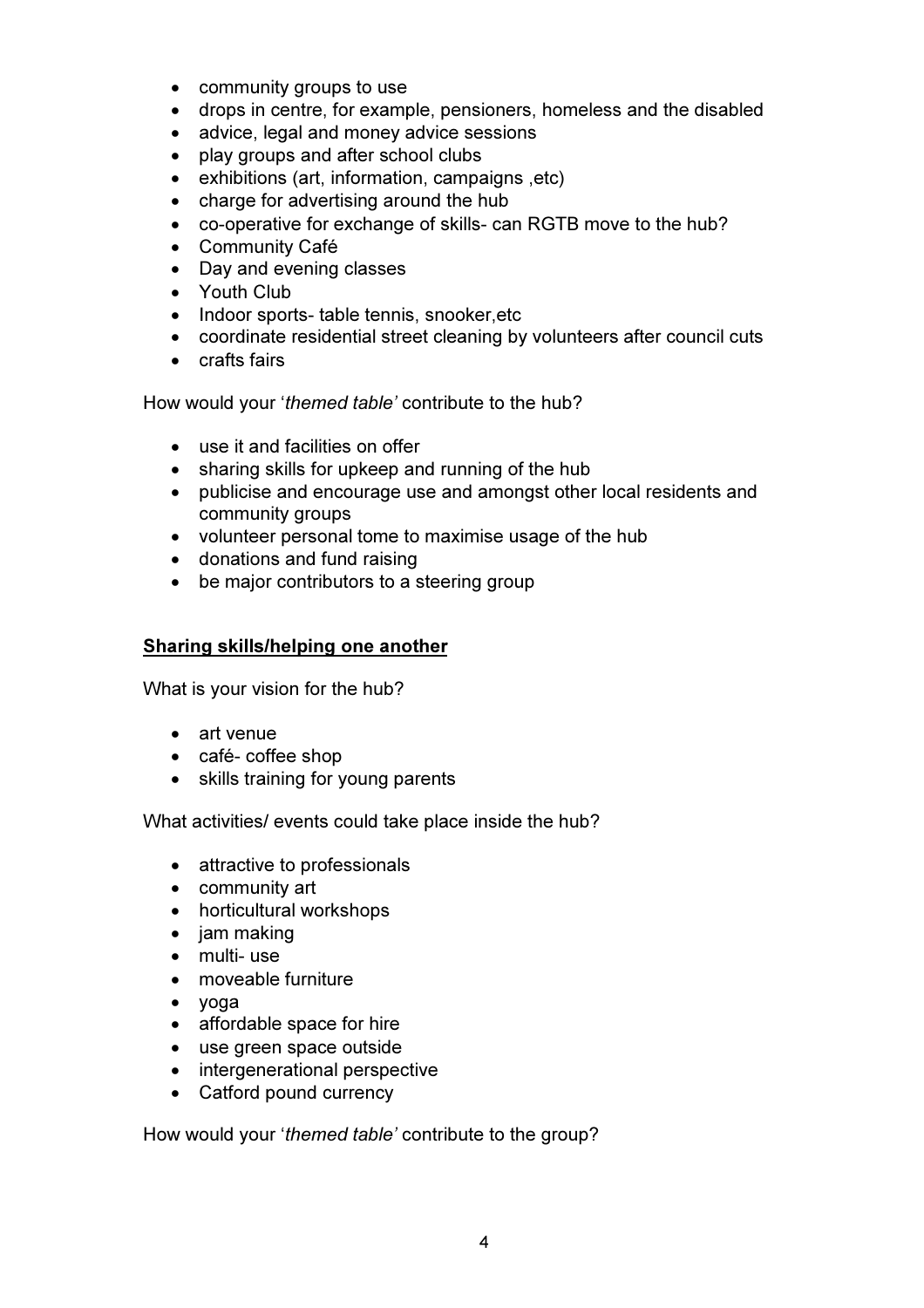- community groups to use
- drops in centre, for example, pensioners, homeless and the disabled
- advice, legal and money advice sessions
- play groups and after school clubs
- exhibitions (art, information, campaigns ,etc)
- charge for advertising around the hub
- co-operative for exchange of skills- can RGTB move to the hub?
- Community Café
- Day and evening classes
- Youth Club
- Indoor sports- table tennis, snooker,etc
- coordinate residential street cleaning by volunteers after council cuts
- crafts fairs

How would your '*themed table*' contribute to the hub?

- use it and facilities on offer
- sharing skills for upkeep and running of the hub
- publicise and encourage use and amongst other local residents and community groups
- volunteer personal tome to maximise usage of the hub
- donations and fund raising
- be major contributors to a steering group

**Sharing skills/helping one another**

What is your vision for the hub?

- art venue
- café- coffee shop
- skills training for young parents

What activities/ events could take place inside the hub?

- attractive to professionals
- community art
- horticultural workshops
- jam making
- multi- use
- moveable furniture
- yoga
- affordable space for hire
- use green space outside
- intergenerational perspective
- Catford pound currency

How would your '*themed table*' contribute to the group?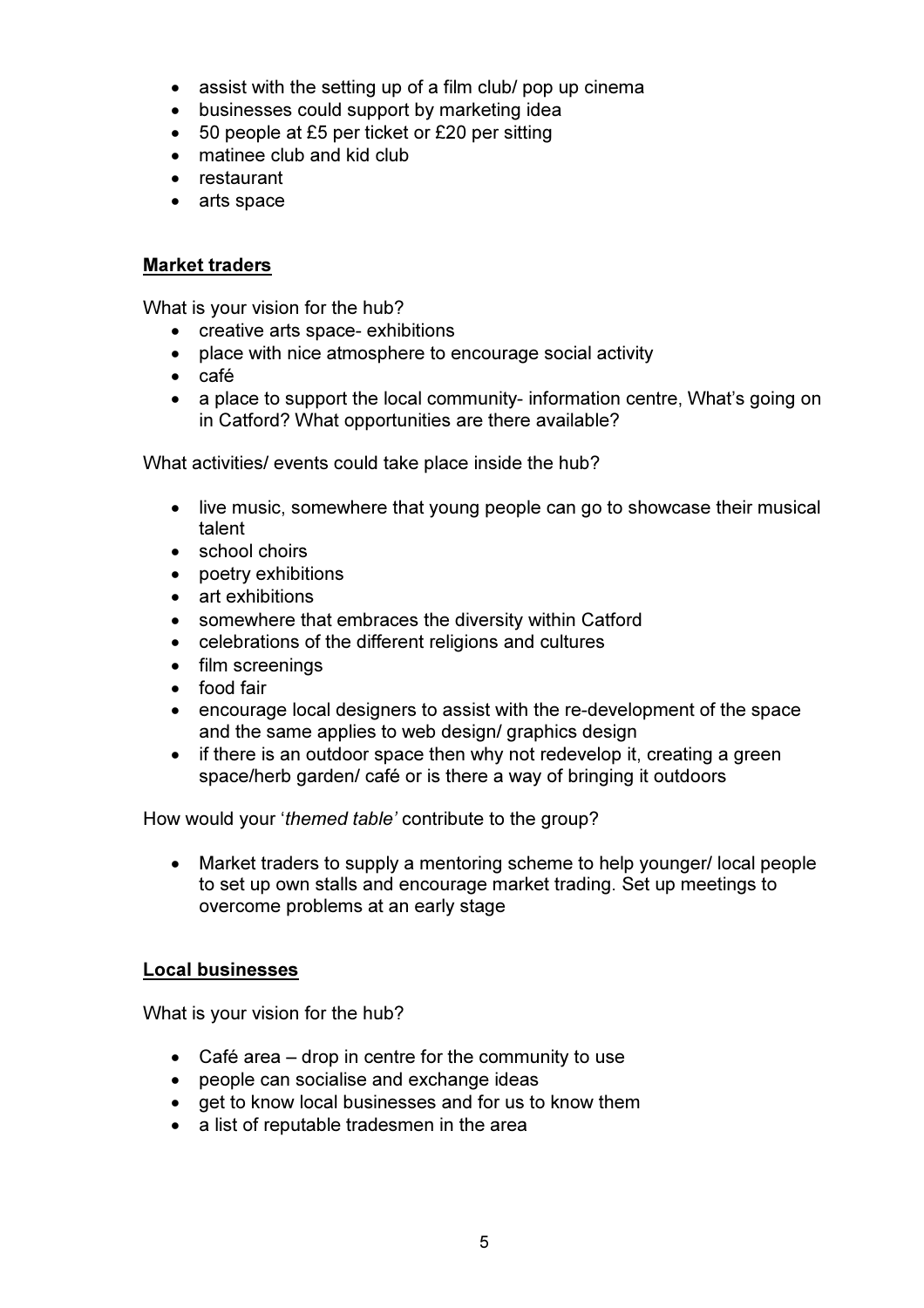- assist with the setting up of a film club/ pop up cinema
- businesses could support by marketing idea
- 50 people at £5 per ticket or £20 per sitting
- matinee club and kid club
- restaurant
- arts space

**Market traders**

What is your vision for the hub?

- creative arts space- exhibitions
- place with nice atmosphere to encourage social activity
- café
- a place to support the local community- information centre, What's going on in Catford? What opportunities are there available?

What activities/ events could take place inside the hub?

- live music, somewhere that young people can go to showcase their musical talent
- school choirs
- poetry exhibitions
- art exhibitions
- somewhere that embraces the diversity within Catford
- celebrations of the different religions and cultures
- film screenings
- food fair
- encourage local designers to assist with the re-development of the space and the same applies to web design/ graphics design
- if there is an outdoor space then why not redevelop it, creating a green space/herb garden/ café or is there a way of bringing it outdoors

How would your '*themed table*' contribute to the group?

- Market traders to supply a mentoring scheme to help younger/ local people to set up own stalls and encourage market trading. Set up meetings to overcome problems at an early stage

**Local businesses**

What is your vision for the hub?

- Café area – drop in centre for the community to use
- people can socialise and exchange ideas
- get to know local businesses and for us to know them
- a list of reputable tradesmen in the area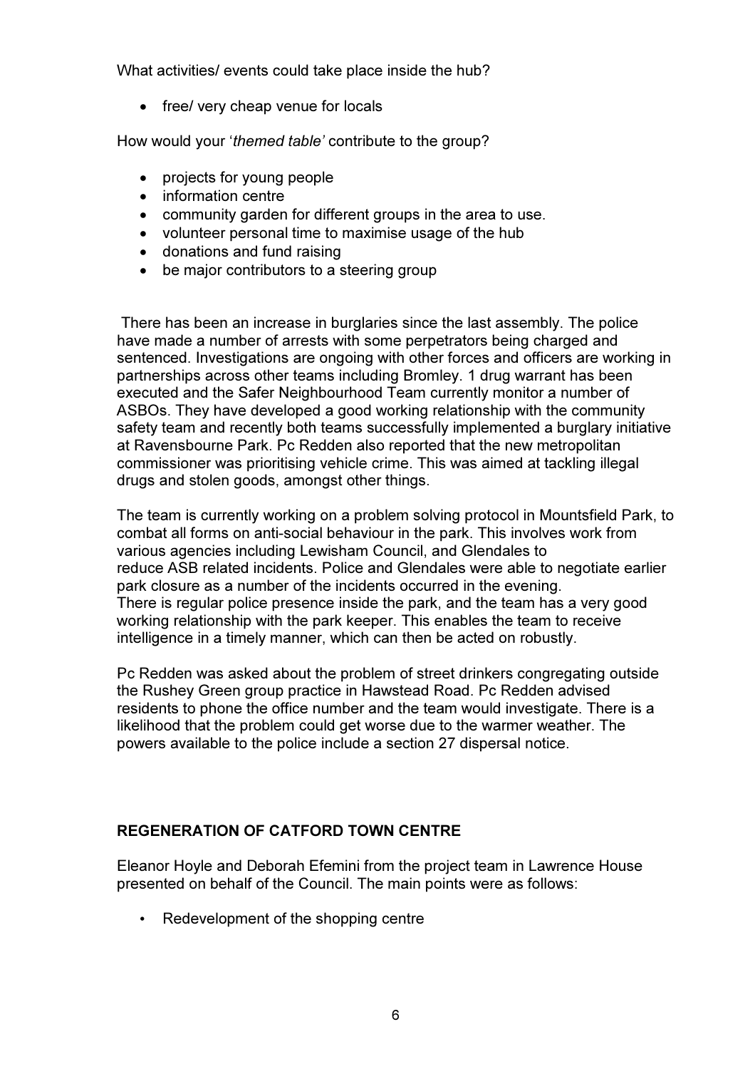What activities/ events could take place inside the hub?

- free/ very cheap venue for locals

How would your '*themed table*' contribute to the group?

- projects for young people
- information centre
- community garden for different groups in the area to use.
- volunteer personal time to maximise usage of the hub
- donations and fund raising
- be major contributors to a steering group

There has been an increase in burglaries since the last assembly. The police have made a number of arrests with some perpetrators being charged and sentenced. Investigations are ongoing with other forces and officers are working in partnerships across other teams including Bromley. 1 drug warrant has been executed and the Safer Neighbourhood Team currently monitor a number of ASBOs. They have developed a good working relationship with the community safety team and recently both teams successfully implemented a burglary initiative at Ravensbourne Park. Pc Redden also reported that the new metropolitan commissioner was prioritising vehicle crime. This was aimed at tackling illegal drugs and stolen goods, amongst other things.

The team is currently working on a problem solving protocol in Mountsfield Park, to combat all forms on anti-social behaviour in the park. This involves work from various agencies including Lewisham Council, and Glendales to reduce ASB related incidents. Police and Glendales were able to negotiate earlier park closure as a number of the incidents occurred in the evening. There is regular police presence inside the park, and the team has a very good working relationship with the park keeper. This enables the team to receive intelligence in a timely manner, which can then be acted on robustly.

Pc Redden was asked about the problem of street drinkers congregating outside the Rushey Green group practice in Hawstead Road. Pc Redden advised residents to phone the office number and the team would investigate. There is a likelihood that the problem could get worse due to the warmer weather. The powers available to the police include a section 27 dispersal notice.

**REGENERATION OF CATFORD TOWN CENTRE**

Eleanor Hoyle and Deborah Efemini from the project team in Lawrence House presented on behalf of the Council. The main points were as follows:

- Redevelopment of the shopping centre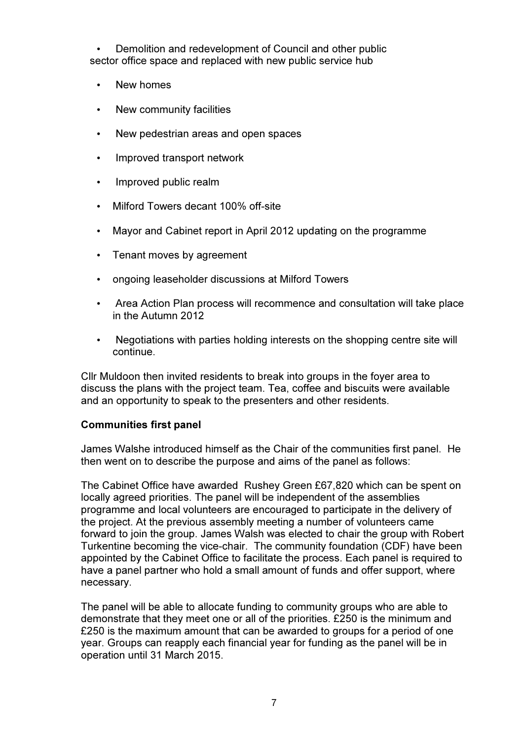- Demolition and redevelopment of Council and other public sector office space and replaced with new public service hub
- New homes
- New community facilities
- New pedestrian areas and open spaces
- Improved transport network
- Improved public realm
- Milford Towers decant 100% off-site
- Mayor and Cabinet report in April 2012 updating on the programme
- Tenant moves by agreement
- ongoing leaseholder discussions at Milford Towers
- Area Action Plan process will recommence and consultation will take place in the Autumn 2012
- Negotiations with parties holding interests on the shopping centre site will continue.

Cllr Muldoon then invited residents to break into groups in the foyer area to discuss the plans with the project team. Tea, coffee and biscuits were available and an opportunity to speak to the presenters and other residents.

**Communities first panel**

James Walshe introduced himself as the Chair of the communities first panel. He then went on to describe the purpose and aims of the panel as follows:

The Cabinet Office have awarded Rushey Green £67,820 which can be spent on locally agreed priorities. The panel will be independent of the assemblies programme and local volunteers are encouraged to participate in the delivery of the project. At the previous assembly meeting a number of volunteers came forward to join the group. James Walsh was elected to chair the group with Robert Turkentine becoming the vice-chair. The community foundation (CDF) have been appointed by the Cabinet Office to facilitate the process. Each panel is required to have a panel partner who hold a small amount of funds and offer support, where necessary.

The panel will be able to allocate funding to community groups who are able to demonstrate that they meet one or all of the priorities. £250 is the minimum and £250 is the maximum amount that can be awarded to groups for a period of one year. Groups can reapply each financial year for funding as the panel will be in operation until 31 March 2015.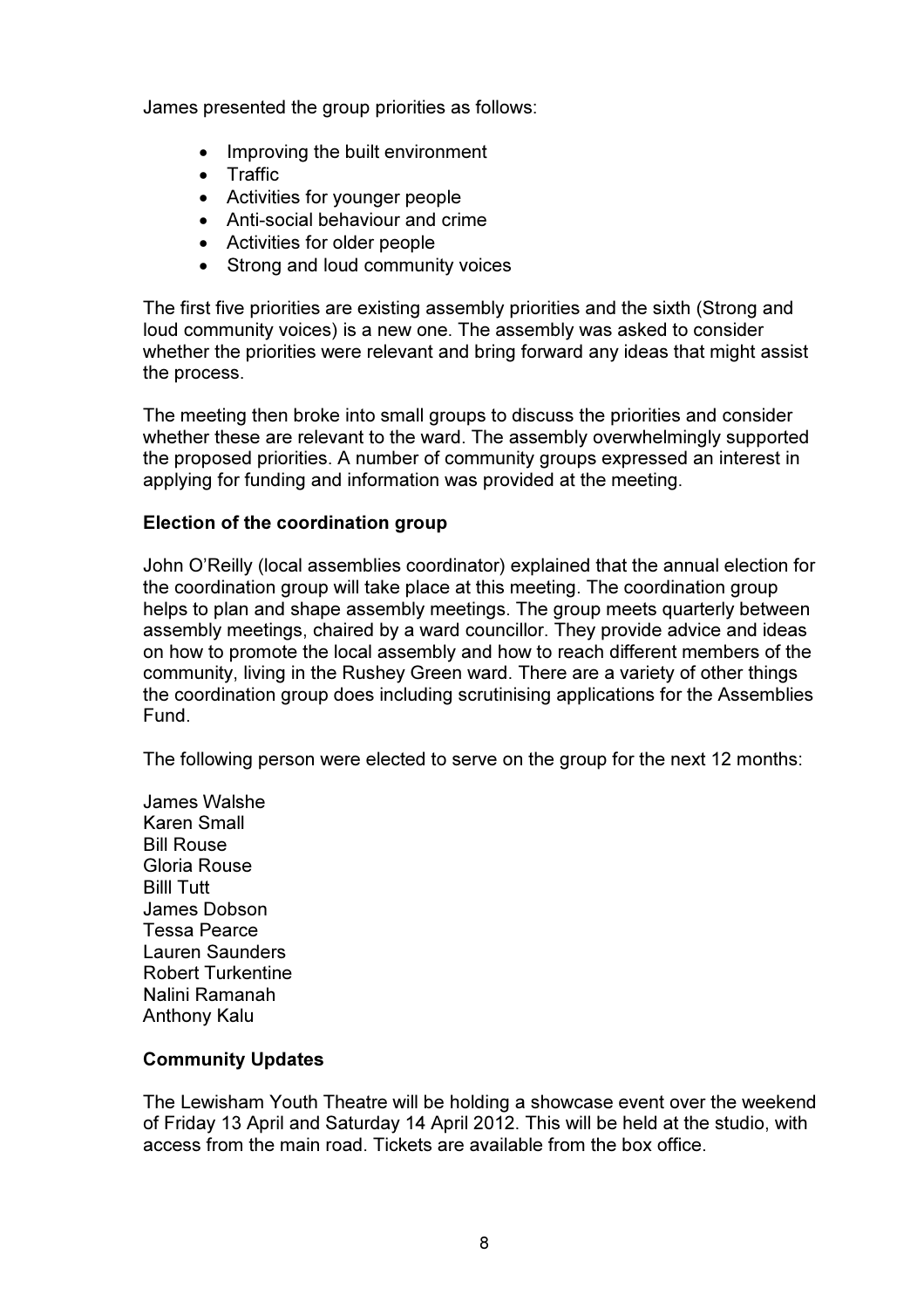James presented the group priorities as follows:

- Improving the built environment
- Traffic
- Activities for younger people
- Anti-social behaviour and crime
- Activities for older people
- Strong and loud community voices

The first five priorities are existing assembly priorities and the sixth (Strong and loud community voices) is a new one. The assembly was asked to consider whether the priorities were relevant and bring forward any ideas that might assist the process.

The meeting then broke into small groups to discuss the priorities and consider whether these are relevant to the ward. The assembly overwhelmingly supported the proposed priorities. A number of community groups expressed an interest in applying for funding and information was provided at the meeting.

**Election of the coordination group**

John O'Reilly (local assemblies coordinator) explained that the annual election for the coordination group will take place at this meeting. The coordination group helps to plan and shape assembly meetings. The group meets quarterly between assembly meetings, chaired by a ward councillor. They provide advice and ideas on how to promote the local assembly and how to reach different members of the community, living in the Rushey Green ward. There are a variety of other things the coordination group does including scrutinising applications for the Assemblies Fund.

The following person were elected to serve on the group for the next 12 months:

James Walshe  
Karen Small  
Bill Rouse  
Gloria Rouse  
Billl Tutt  
James Dobson  
Tessa Pearce  
Lauren Saunders  
Robert Turkentine  
Nalini Ramanah  
Anthony Kalu

**Community Updates**

The Lewisham Youth Theatre will be holding a showcase event over the weekend of Friday 13 April and Saturday 14 April 2012. This will be held at the studio, with access from the main road. Tickets are available from the box office.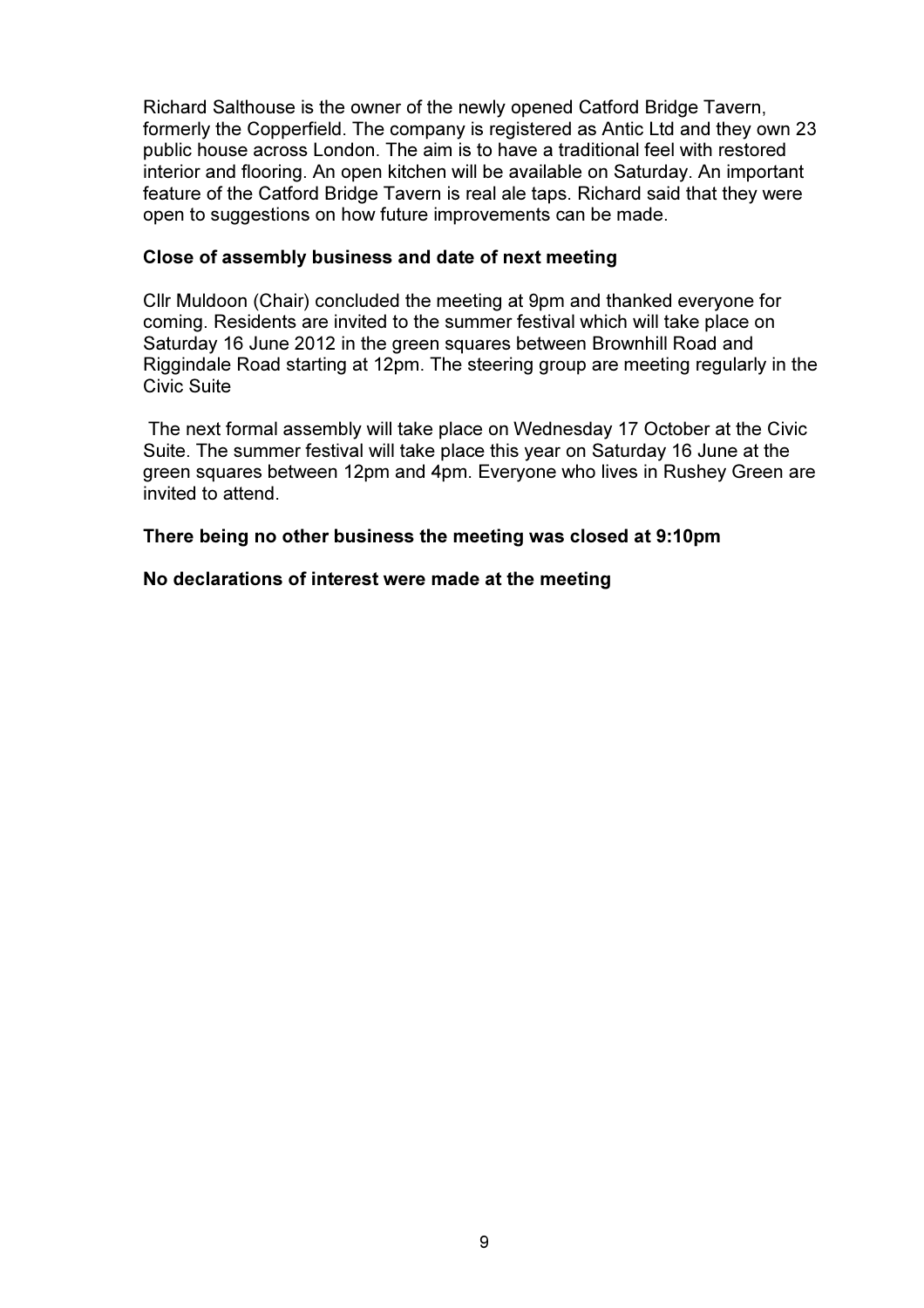Richard Salthouse is the owner of the newly opened Catford Bridge Tavern, formerly the Copperfield. The company is registered as Antic Ltd and they own 23 public house across London. The aim is to have a traditional feel with restored interior and flooring. An open kitchen will be available on Saturday. An important feature of the Catford Bridge Tavern is real ale taps. Richard said that they were open to suggestions on how future improvements can be made.

**Close of assembly business and date of next meeting**

Cllr Muldoon (Chair) concluded the meeting at 9pm and thanked everyone for coming. Residents are invited to the summer festival which will take place on Saturday 16 June 2012 in the green squares between Brownhill Road and Riggindale Road starting at 12pm. The steering group are meeting regularly in the Civic Suite

The next formal assembly will take place on Wednesday 17 October at the Civic Suite. The summer festival will take place this year on Saturday 16 June at the green squares between 12pm and 4pm. Everyone who lives in Rushey Green are invited to attend.

**There being no other business the meeting was closed at 9:10pm**

**No declarations of interest were made at the meeting**